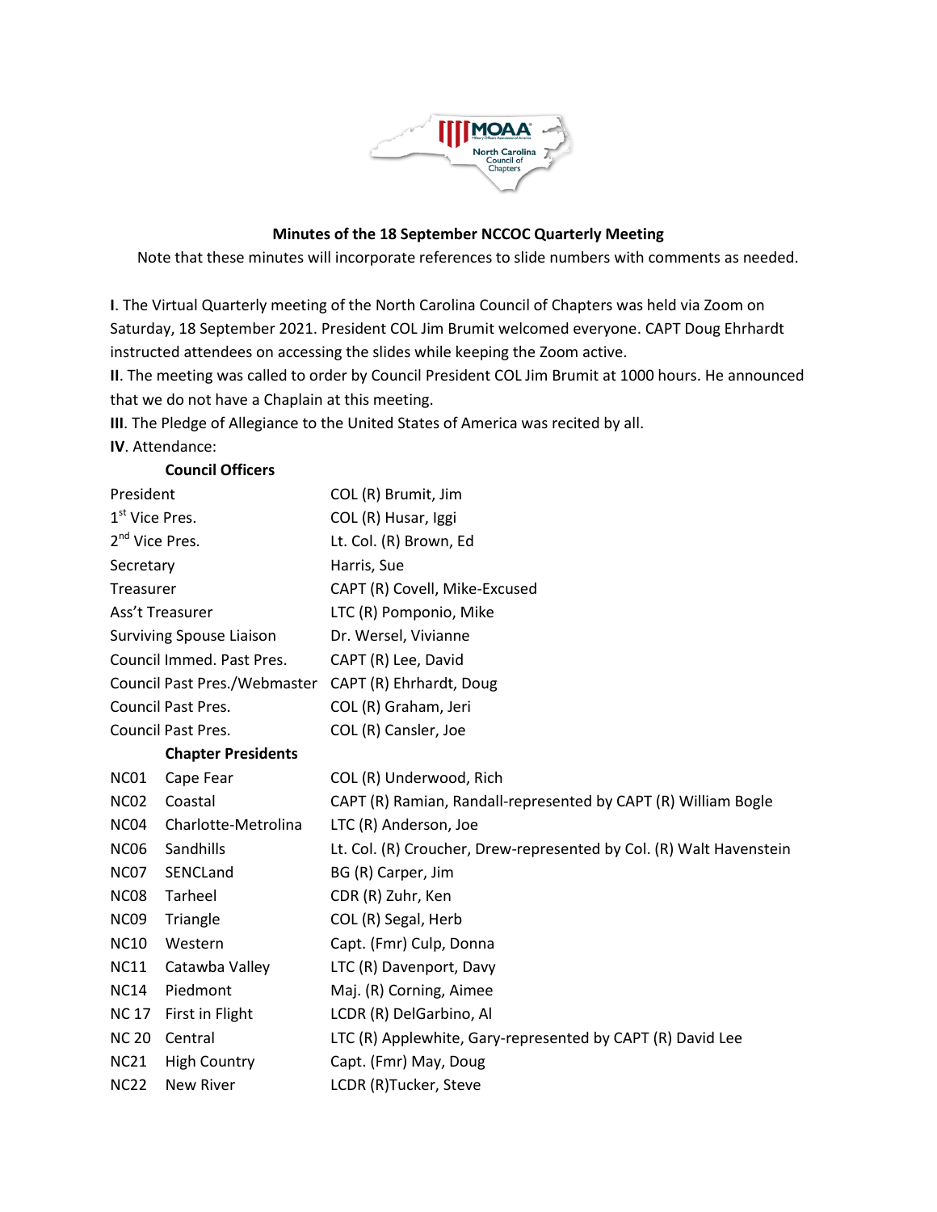**Minutes of the 18 September NCCOC Quarterly Meeting**

Note that these minutes will incorporate references to slide numbers with comments as needed.

**I**. The Virtual Quarterly meeting of the North Carolina Council of Chapters was held via Zoom on Saturday, 18 September 2021. President COL Jim Brumit welcomed everyone. CAPT Doug Ehrhardt instructed attendees on accessing the slides while keeping the Zoom active.

**II**. The meeting was called to order by Council President COL Jim Brumit at 1000 hours. He announced that we do not have a Chaplain at this meeting.

**III**. The Pledge of Allegiance to the United States of America was recited by all.

**IV**. Attendance:

**Council Officers**

| | |
|---|---|
| President | COL (R) Brumit, Jim |
| 1st Vice Pres. | COL (R) Husar, Iggi |
| 2nd Vice Pres. | Lt. Col. (R) Brown, Ed |
| Secretary | Harris, Sue |
| Treasurer | CAPT (R) Covell, Mike-Excused |
| Ass't Treasurer | LTC (R) Pomponio, Mike |
| Surviving Spouse Liaison | Dr. Wersel, Vivianne |
| Council Immed. Past Pres. | CAPT (R) Lee, David |
| Council Past Pres./Webmaster | CAPT (R) Ehrhardt, Doug |
| Council Past Pres. | COL (R) Graham, Jeri |
| Council Past Pres. | COL (R) Cansler, Joe |

**Chapter Presidents**

| | | |
|---|---|---|
| NC01 | Cape Fear | COL (R) Underwood, Rich |
| NC02 | Coastal | CAPT (R) Ramian, Randall-represented by CAPT (R) William Bogle |
| NC04 | Charlotte-Metrolina | LTC (R) Anderson, Joe |
| NC06 | Sandhills | Lt. Col. (R) Croucher, Drew-represented by Col. (R) Walt Havenstein |
| NC07 | SENCLand | BG (R) Carper, Jim |
| NC08 | Tarheel | CDR (R) Zuhr, Ken |
| NC09 | Triangle | COL (R) Segal, Herb |
| NC10 | Western | Capt. (Fmr) Culp, Donna |
| NC11 | Catawba Valley | LTC (R) Davenport, Davy |
| NC14 | Piedmont | Maj. (R) Corning, Aimee |
| NC 17 | First in Flight | LCDR (R) DelGarbino, Al |
| NC 20 | Central | LTC (R) Applewhite, Gary-represented by CAPT (R) David Lee |
| NC21 | High Country | Capt. (Fmr) May, Doug |
| NC22 | New River | LCDR (R)Tucker, Steve |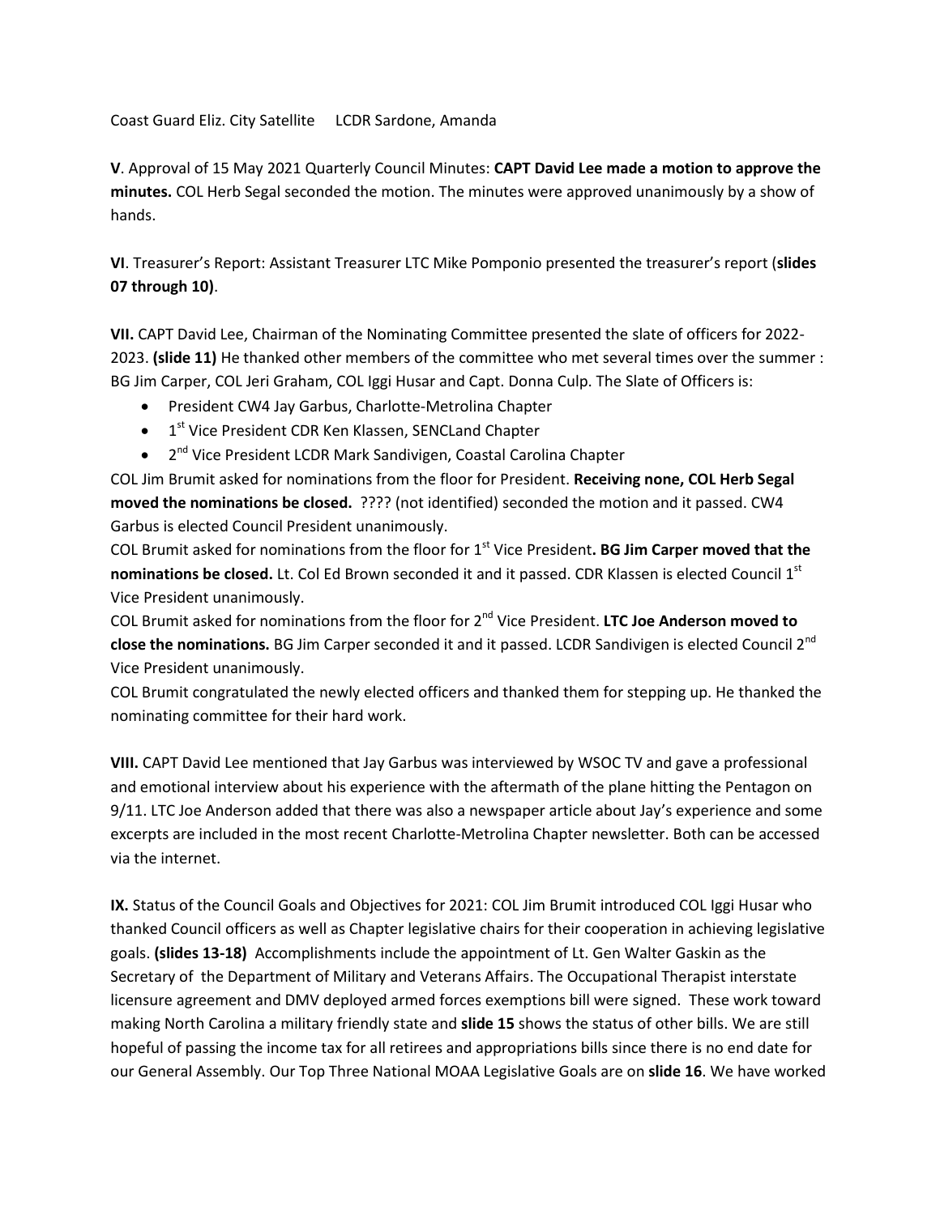Coast Guard Eliz. City Satellite     LCDR Sardone, Amanda

**V**. Approval of 15 May 2021 Quarterly Council Minutes: **CAPT David Lee made a motion to approve the minutes.** COL Herb Segal seconded the motion. The minutes were approved unanimously by a show of hands.

**VI**. Treasurer's Report: Assistant Treasurer LTC Mike Pomponio presented the treasurer's report (**slides 07 through 10)**.

**VII.** CAPT David Lee, Chairman of the Nominating Committee presented the slate of officers for 2022-2023. **(slide 11)** He thanked other members of the committee who met several times over the summer : BG Jim Carper, COL Jeri Graham, COL Iggi Husar and Capt. Donna Culp. The Slate of Officers is:

- President CW4 Jay Garbus, Charlotte-Metrolina Chapter
- 1st Vice President CDR Ken Klassen, SENCLand Chapter
- 2nd Vice President LCDR Mark Sandivigen, Coastal Carolina Chapter

COL Jim Brumit asked for nominations from the floor for President. **Receiving none, COL Herb Segal moved the nominations be closed.** ???? (not identified) seconded the motion and it passed. CW4 Garbus is elected Council President unanimously.

COL Brumit asked for nominations from the floor for 1st Vice President**. BG Jim Carper moved that the nominations be closed.** Lt. Col Ed Brown seconded it and it passed. CDR Klassen is elected Council 1st Vice President unanimously.

COL Brumit asked for nominations from the floor for 2nd Vice President. **LTC Joe Anderson moved to close the nominations.** BG Jim Carper seconded it and it passed. LCDR Sandivigen is elected Council 2nd Vice President unanimously.

COL Brumit congratulated the newly elected officers and thanked them for stepping up. He thanked the nominating committee for their hard work.

**VIII.** CAPT David Lee mentioned that Jay Garbus was interviewed by WSOC TV and gave a professional and emotional interview about his experience with the aftermath of the plane hitting the Pentagon on 9/11. LTC Joe Anderson added that there was also a newspaper article about Jay's experience and some excerpts are included in the most recent Charlotte-Metrolina Chapter newsletter. Both can be accessed via the internet.

**IX.** Status of the Council Goals and Objectives for 2021: COL Jim Brumit introduced COL Iggi Husar who thanked Council officers as well as Chapter legislative chairs for their cooperation in achieving legislative goals. **(slides 13-18)** Accomplishments include the appointment of Lt. Gen Walter Gaskin as the Secretary of the Department of Military and Veterans Affairs. The Occupational Therapist interstate licensure agreement and DMV deployed armed forces exemptions bill were signed. These work toward making North Carolina a military friendly state and **slide 15** shows the status of other bills. We are still hopeful of passing the income tax for all retirees and appropriations bills since there is no end date for our General Assembly. Our Top Three National MOAA Legislative Goals are on **slide 16**. We have worked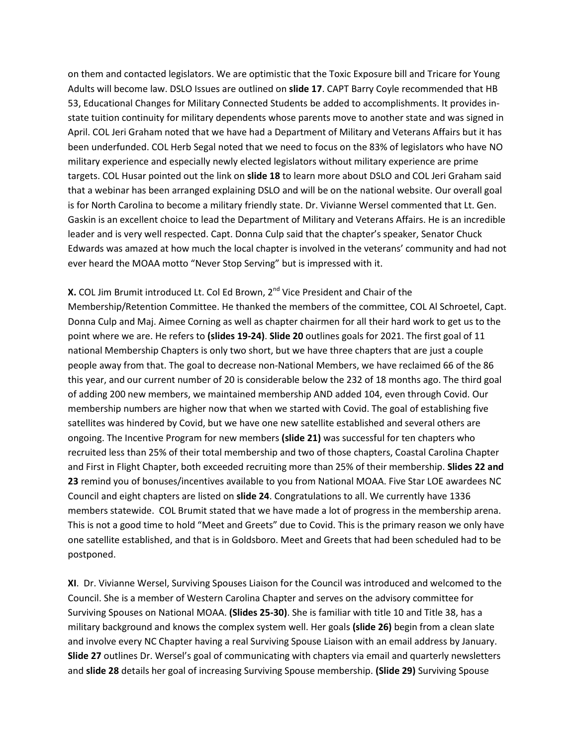on them and contacted legislators. We are optimistic that the Toxic Exposure bill and Tricare for Young Adults will become law. DSLO Issues are outlined on **slide 17**. CAPT Barry Coyle recommended that HB 53, Educational Changes for Military Connected Students be added to accomplishments. It provides in-state tuition continuity for military dependents whose parents move to another state and was signed in April. COL Jeri Graham noted that we have had a Department of Military and Veterans Affairs but it has been underfunded. COL Herb Segal noted that we need to focus on the 83% of legislators who have NO military experience and especially newly elected legislators without military experience are prime targets. COL Husar pointed out the link on **slide 18** to learn more about DSLO and COL Jeri Graham said that a webinar has been arranged explaining DSLO and will be on the national website. Our overall goal is for North Carolina to become a military friendly state. Dr. Vivianne Wersel commented that Lt. Gen. Gaskin is an excellent choice to lead the Department of Military and Veterans Affairs. He is an incredible leader and is very well respected. Capt. Donna Culp said that the chapter's speaker, Senator Chuck Edwards was amazed at how much the local chapter is involved in the veterans' community and had not ever heard the MOAA motto "Never Stop Serving" but is impressed with it.

**X.** COL Jim Brumit introduced Lt. Col Ed Brown, 2nd Vice President and Chair of the Membership/Retention Committee. He thanked the members of the committee, COL Al Schroetel, Capt. Donna Culp and Maj. Aimee Corning as well as chapter chairmen for all their hard work to get us to the point where we are. He refers to **(slides 19-24)**. **Slide 20** outlines goals for 2021. The first goal of 11 national Membership Chapters is only two short, but we have three chapters that are just a couple people away from that. The goal to decrease non-National Members, we have reclaimed 66 of the 86 this year, and our current number of 20 is considerable below the 232 of 18 months ago. The third goal of adding 200 new members, we maintained membership AND added 104, even through Covid. Our membership numbers are higher now that when we started with Covid. The goal of establishing five satellites was hindered by Covid, but we have one new satellite established and several others are ongoing. The Incentive Program for new members **(slide 21)** was successful for ten chapters who recruited less than 25% of their total membership and two of those chapters, Coastal Carolina Chapter and First in Flight Chapter, both exceeded recruiting more than 25% of their membership. **Slides 22 and 23** remind you of bonuses/incentives available to you from National MOAA. Five Star LOE awardees NC Council and eight chapters are listed on **slide 24**. Congratulations to all. We currently have 1336 members statewide. COL Brumit stated that we have made a lot of progress in the membership arena. This is not a good time to hold "Meet and Greets" due to Covid. This is the primary reason we only have one satellite established, and that is in Goldsboro. Meet and Greets that had been scheduled had to be postponed.

**XI**. Dr. Vivianne Wersel, Surviving Spouses Liaison for the Council was introduced and welcomed to the Council. She is a member of Western Carolina Chapter and serves on the advisory committee for Surviving Spouses on National MOAA. **(Slides 25-30)**. She is familiar with title 10 and Title 38, has a military background and knows the complex system well. Her goals **(slide 26)** begin from a clean slate and involve every NC Chapter having a real Surviving Spouse Liaison with an email address by January. **Slide 27** outlines Dr. Wersel's goal of communicating with chapters via email and quarterly newsletters and **slide 28** details her goal of increasing Surviving Spouse membership. **(Slide 29)** Surviving Spouse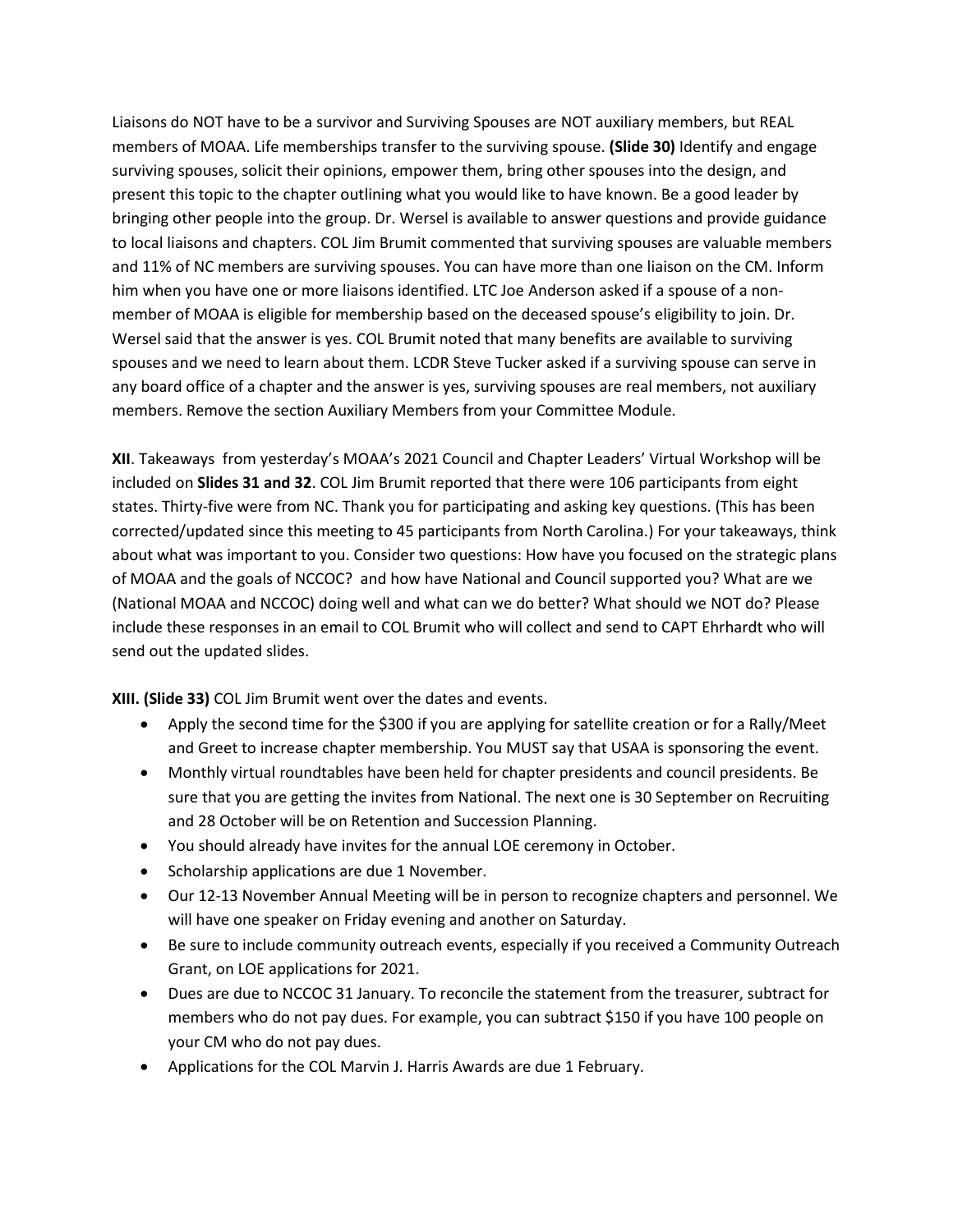Liaisons do NOT have to be a survivor and Surviving Spouses are NOT auxiliary members, but REAL members of MOAA. Life memberships transfer to the surviving spouse. **(Slide 30)** Identify and engage surviving spouses, solicit their opinions, empower them, bring other spouses into the design, and present this topic to the chapter outlining what you would like to have known. Be a good leader by bringing other people into the group. Dr. Wersel is available to answer questions and provide guidance to local liaisons and chapters. COL Jim Brumit commented that surviving spouses are valuable members and 11% of NC members are surviving spouses. You can have more than one liaison on the CM. Inform him when you have one or more liaisons identified. LTC Joe Anderson asked if a spouse of a non-member of MOAA is eligible for membership based on the deceased spouse's eligibility to join. Dr. Wersel said that the answer is yes. COL Brumit noted that many benefits are available to surviving spouses and we need to learn about them. LCDR Steve Tucker asked if a surviving spouse can serve in any board office of a chapter and the answer is yes, surviving spouses are real members, not auxiliary members. Remove the section Auxiliary Members from your Committee Module.

**XII**. Takeaways from yesterday's MOAA's 2021 Council and Chapter Leaders' Virtual Workshop will be included on **Slides 31 and 32**. COL Jim Brumit reported that there were 106 participants from eight states. Thirty-five were from NC. Thank you for participating and asking key questions. (This has been corrected/updated since this meeting to 45 participants from North Carolina.) For your takeaways, think about what was important to you. Consider two questions: How have you focused on the strategic plans of MOAA and the goals of NCCOC? and how have National and Council supported you? What are we (National MOAA and NCCOC) doing well and what can we do better? What should we NOT do? Please include these responses in an email to COL Brumit who will collect and send to CAPT Ehrhardt who will send out the updated slides.

**XIII. (Slide 33)** COL Jim Brumit went over the dates and events.

- Apply the second time for the $300 if you are applying for satellite creation or for a Rally/Meet and Greet to increase chapter membership. You MUST say that USAA is sponsoring the event.
- Monthly virtual roundtables have been held for chapter presidents and council presidents. Be sure that you are getting the invites from National. The next one is 30 September on Recruiting and 28 October will be on Retention and Succession Planning.
- You should already have invites for the annual LOE ceremony in October.
- Scholarship applications are due 1 November.
- Our 12-13 November Annual Meeting will be in person to recognize chapters and personnel. We will have one speaker on Friday evening and another on Saturday.
- Be sure to include community outreach events, especially if you received a Community Outreach Grant, on LOE applications for 2021.
- Dues are due to NCCOC 31 January. To reconcile the statement from the treasurer, subtract for members who do not pay dues. For example, you can subtract $150 if you have 100 people on your CM who do not pay dues.
- Applications for the COL Marvin J. Harris Awards are due 1 February.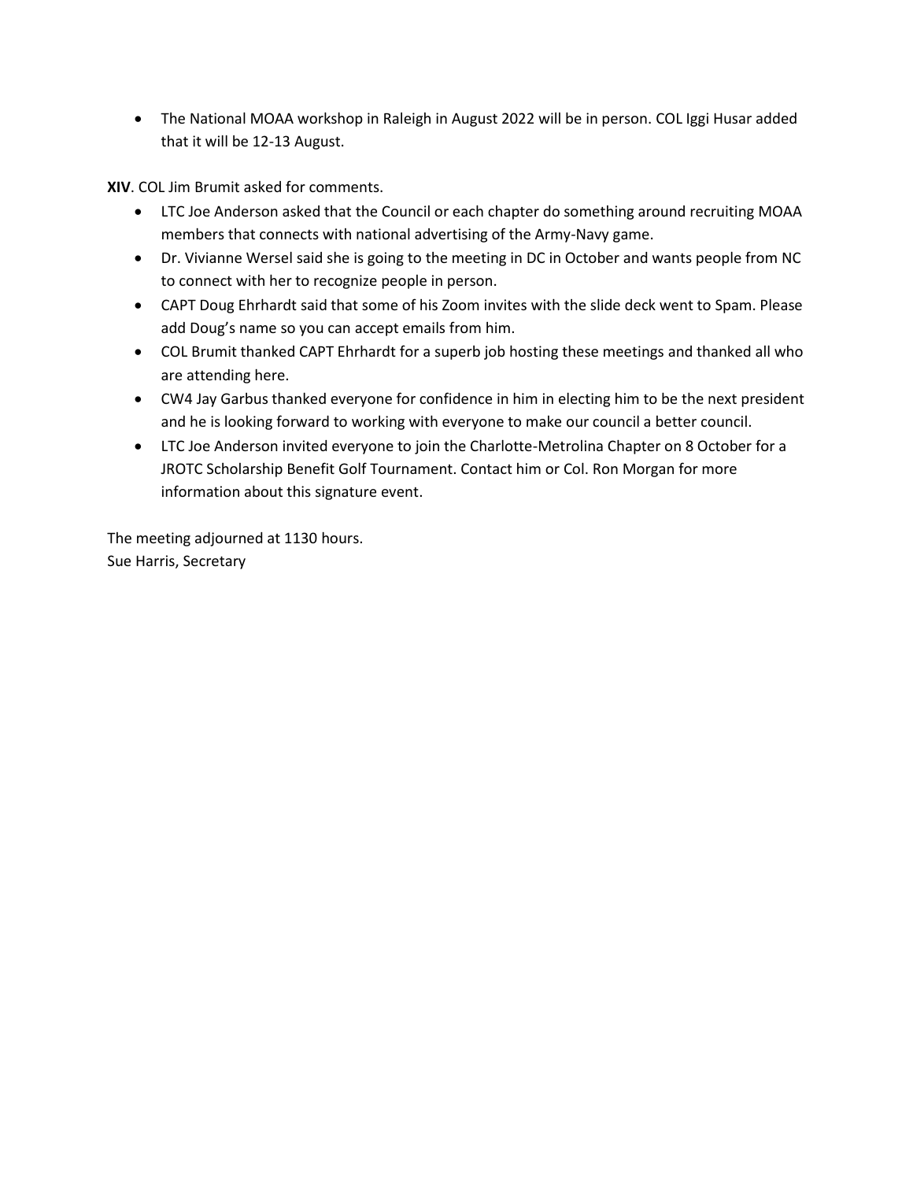- The National MOAA workshop in Raleigh in August 2022 will be in person. COL Iggi Husar added that it will be 12-13 August.

**XIV**. COL Jim Brumit asked for comments.

- LTC Joe Anderson asked that the Council or each chapter do something around recruiting MOAA members that connects with national advertising of the Army-Navy game.
- Dr. Vivianne Wersel said she is going to the meeting in DC in October and wants people from NC to connect with her to recognize people in person.
- CAPT Doug Ehrhardt said that some of his Zoom invites with the slide deck went to Spam. Please add Doug's name so you can accept emails from him.
- COL Brumit thanked CAPT Ehrhardt for a superb job hosting these meetings and thanked all who are attending here.
- CW4 Jay Garbus thanked everyone for confidence in him in electing him to be the next president and he is looking forward to working with everyone to make our council a better council.
- LTC Joe Anderson invited everyone to join the Charlotte-Metrolina Chapter on 8 October for a JROTC Scholarship Benefit Golf Tournament. Contact him or Col. Ron Morgan for more information about this signature event.

The meeting adjourned at 1130 hours.
Sue Harris, Secretary